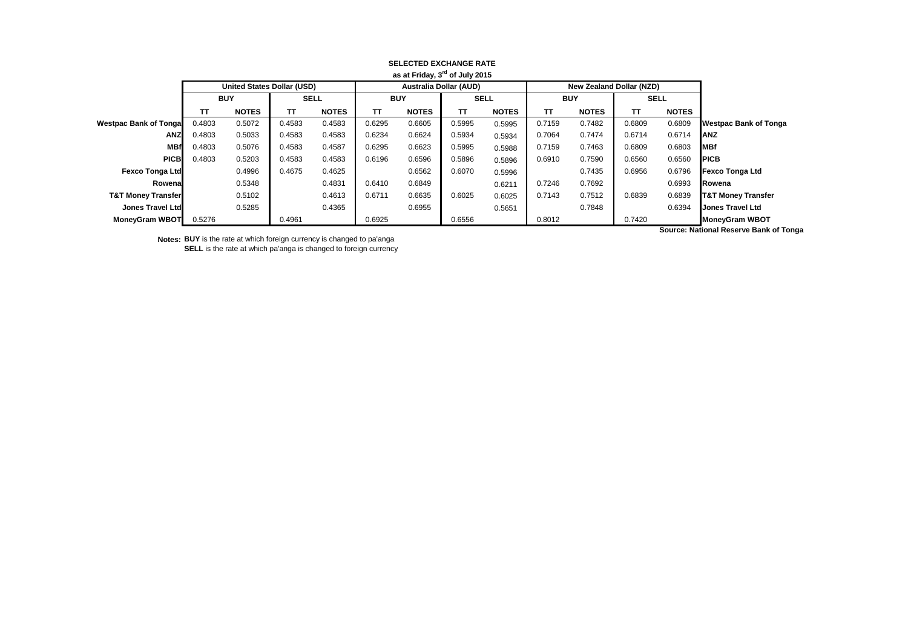**SELECTED EXCHANGE RATE**

**as at Friday, 3rd of July 2015**

| | United States Dollar (USD) | | | | Australia Dollar (AUD) | | | | New Zealand Dollar (NZD) | | | | |
|---|---|---|---|---|---|---|---|---|---|---|---|---|---|
| | BUY | | SELL | | BUY | | SELL | | BUY | | SELL | | |
| | TT | NOTES | TT | NOTES | TT | NOTES | TT | NOTES | TT | NOTES | TT | NOTES | |
| **Westpac Bank of Tonga** | 0.4803 | 0.5072 | 0.4583 | 0.4583 | 0.6295 | 0.6605 | 0.5995 | 0.5995 | 0.7159 | 0.7482 | 0.6809 | 0.6809 | **Westpac Bank of Tonga** |
| **ANZ** | 0.4803 | 0.5033 | 0.4583 | 0.4583 | 0.6234 | 0.6624 | 0.5934 | 0.5934 | 0.7064 | 0.7474 | 0.6714 | 0.6714 | **ANZ** |
| **MBf** | 0.4803 | 0.5076 | 0.4583 | 0.4587 | 0.6295 | 0.6623 | 0.5995 | 0.5988 | 0.7159 | 0.7463 | 0.6809 | 0.6803 | **MBf** |
| **PICB** | 0.4803 | 0.5203 | 0.4583 | 0.4583 | 0.6196 | 0.6596 | 0.5896 | 0.5896 | 0.6910 | 0.7590 | 0.6560 | 0.6560 | **PICB** |
| **Fexco Tonga Ltd** | | 0.4996 | 0.4675 | 0.4625 | | 0.6562 | 0.6070 | 0.5996 | | 0.7435 | 0.6956 | 0.6796 | **Fexco Tonga Ltd** |
| **Rowena** | | 0.5348 | | 0.4831 | 0.6410 | 0.6849 | | 0.6211 | 0.7246 | 0.7692 | | 0.6993 | **Rowena** |
| **T&T Money Transfer** | | 0.5102 | | 0.4613 | 0.6711 | 0.6635 | 0.6025 | 0.6025 | 0.7143 | 0.7512 | 0.6839 | 0.6839 | **T&T Money Transfer** |
| **Jones Travel Ltd** | | 0.5285 | | 0.4365 | | 0.6955 | | 0.5651 | | 0.7848 | | 0.6394 | **Jones Travel Ltd** |
| **MoneyGram WBOT** | 0.5276 | | 0.4961 | | 0.6925 | | 0.6556 | | 0.8012 | | 0.7420 | | **MoneyGram WBOT** |

**Source: National Reserve Bank of Tonga**

**Notes:** **BUY** is the rate at which foreign currency is changed to pa'anga
**SELL** is the rate at which pa'anga is changed to foreign currency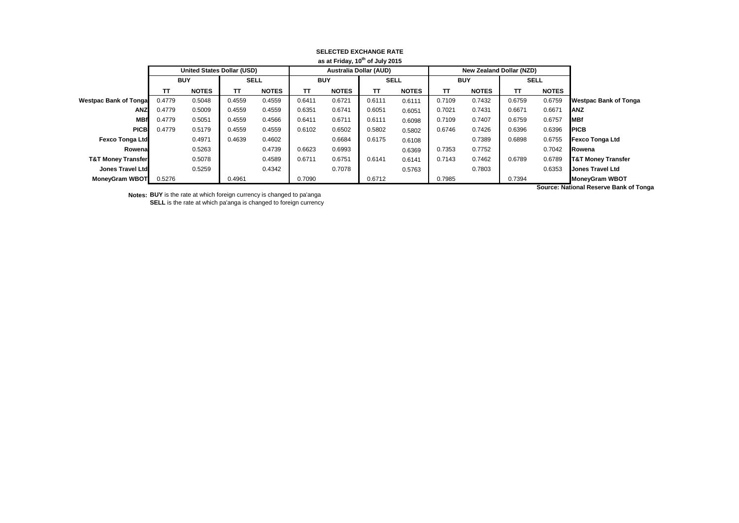**SELECTED EXCHANGE RATE**

**as at Friday, 10th of July 2015**

| | United States Dollar (USD) | | | | Australia Dollar (AUD) | | | | New Zealand Dollar (NZD) | | | | |
|---|---|---|---|---|---|---|---|---|---|---|---|---|---|
| | BUY | | SELL | | BUY | | SELL | | BUY | | SELL | | |
| | TT | NOTES | TT | NOTES | TT | NOTES | TT | NOTES | TT | NOTES | TT | NOTES | |
| **Westpac Bank of Tonga** | 0.4779 | 0.5048 | 0.4559 | 0.4559 | 0.6411 | 0.6721 | 0.6111 | 0.6111 | 0.7109 | 0.7432 | 0.6759 | 0.6759 | **Westpac Bank of Tonga** |
| **ANZ** | 0.4779 | 0.5009 | 0.4559 | 0.4559 | 0.6351 | 0.6741 | 0.6051 | 0.6051 | 0.7021 | 0.7431 | 0.6671 | 0.6671 | **ANZ** |
| **MBf** | 0.4779 | 0.5051 | 0.4559 | 0.4566 | 0.6411 | 0.6711 | 0.6111 | 0.6098 | 0.7109 | 0.7407 | 0.6759 | 0.6757 | **MBf** |
| **PICB** | 0.4779 | 0.5179 | 0.4559 | 0.4559 | 0.6102 | 0.6502 | 0.5802 | 0.5802 | 0.6746 | 0.7426 | 0.6396 | 0.6396 | **PICB** |
| **Fexco Tonga Ltd** | | 0.4971 | 0.4639 | 0.4602 | | 0.6684 | 0.6175 | 0.6108 | | 0.7389 | 0.6898 | 0.6755 | **Fexco Tonga Ltd** |
| **Rowena** | | 0.5263 | | 0.4739 | 0.6623 | 0.6993 | | 0.6369 | 0.7353 | 0.7752 | | 0.7042 | **Rowena** |
| **T&T Money Transfer** | | 0.5078 | | 0.4589 | 0.6711 | 0.6751 | 0.6141 | 0.6141 | 0.7143 | 0.7462 | 0.6789 | 0.6789 | **T&T Money Transfer** |
| **Jones Travel Ltd** | | 0.5259 | | 0.4342 | | 0.7078 | | 0.5763 | | 0.7803 | | 0.6353 | **Jones Travel Ltd** |
| **MoneyGram WBOT** | 0.5276 | | 0.4961 | | 0.7090 | | 0.6712 | | 0.7985 | | 0.7394 | | **MoneyGram WBOT** |

**Source: National Reserve Bank of Tonga**

**Notes:** **BUY** is the rate at which foreign currency is changed to pa'anga
**SELL** is the rate at which pa'anga is changed to foreign currency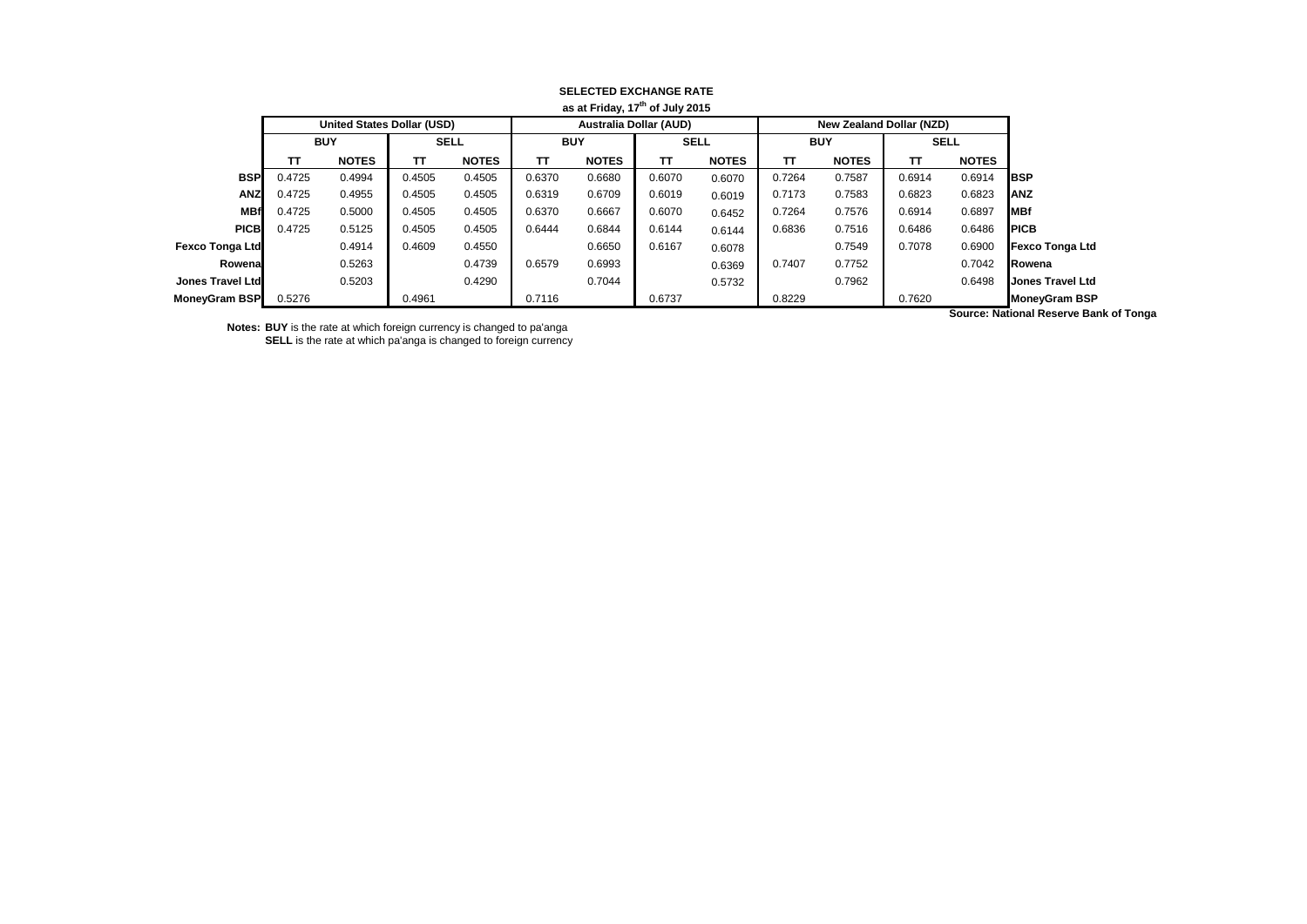**SELECTED EXCHANGE RATE**
**as at Friday, 17th of July 2015**

| | United States Dollar (USD) | | | | Australia Dollar (AUD) | | | | New Zealand Dollar (NZD) | | | | |
|---|---|---|---|---|---|---|---|---|---|---|---|---|---|
| | BUY | | SELL | | BUY | | SELL | | BUY | | SELL | | |
| | TT | NOTES | TT | NOTES | TT | NOTES | TT | NOTES | TT | NOTES | TT | NOTES | |
| **BSP** | 0.4725 | 0.4994 | 0.4505 | 0.4505 | 0.6370 | 0.6680 | 0.6070 | 0.6070 | 0.7264 | 0.7587 | 0.6914 | 0.6914 | **BSP** |
| **ANZ** | 0.4725 | 0.4955 | 0.4505 | 0.4505 | 0.6319 | 0.6709 | 0.6019 | 0.6019 | 0.7173 | 0.7583 | 0.6823 | 0.6823 | **ANZ** |
| **MBf** | 0.4725 | 0.5000 | 0.4505 | 0.4505 | 0.6370 | 0.6667 | 0.6070 | 0.6452 | 0.7264 | 0.7576 | 0.6914 | 0.6897 | **MBf** |
| **PICB** | 0.4725 | 0.5125 | 0.4505 | 0.4505 | 0.6444 | 0.6844 | 0.6144 | 0.6144 | 0.6836 | 0.7516 | 0.6486 | 0.6486 | **PICB** |
| **Fexco Tonga Ltd** | | 0.4914 | 0.4609 | 0.4550 | | 0.6650 | 0.6167 | 0.6078 | | 0.7549 | 0.7078 | 0.6900 | **Fexco Tonga Ltd** |
| **Rowena** | | 0.5263 | | 0.4739 | 0.6579 | 0.6993 | | 0.6369 | 0.7407 | 0.7752 | | 0.7042 | **Rowena** |
| **Jones Travel Ltd** | | 0.5203 | | 0.4290 | | 0.7044 | | 0.5732 | | 0.7962 | | 0.6498 | **Jones Travel Ltd** |
| **MoneyGram BSP** | 0.5276 | | 0.4961 | | 0.7116 | | 0.6737 | | 0.8229 | | 0.7620 | | **MoneyGram BSP** |

**Source: National Reserve Bank of Tonga**

**Notes: BUY** is the rate at which foreign currency is changed to pa'anga
**SELL** is the rate at which pa'anga is changed to foreign currency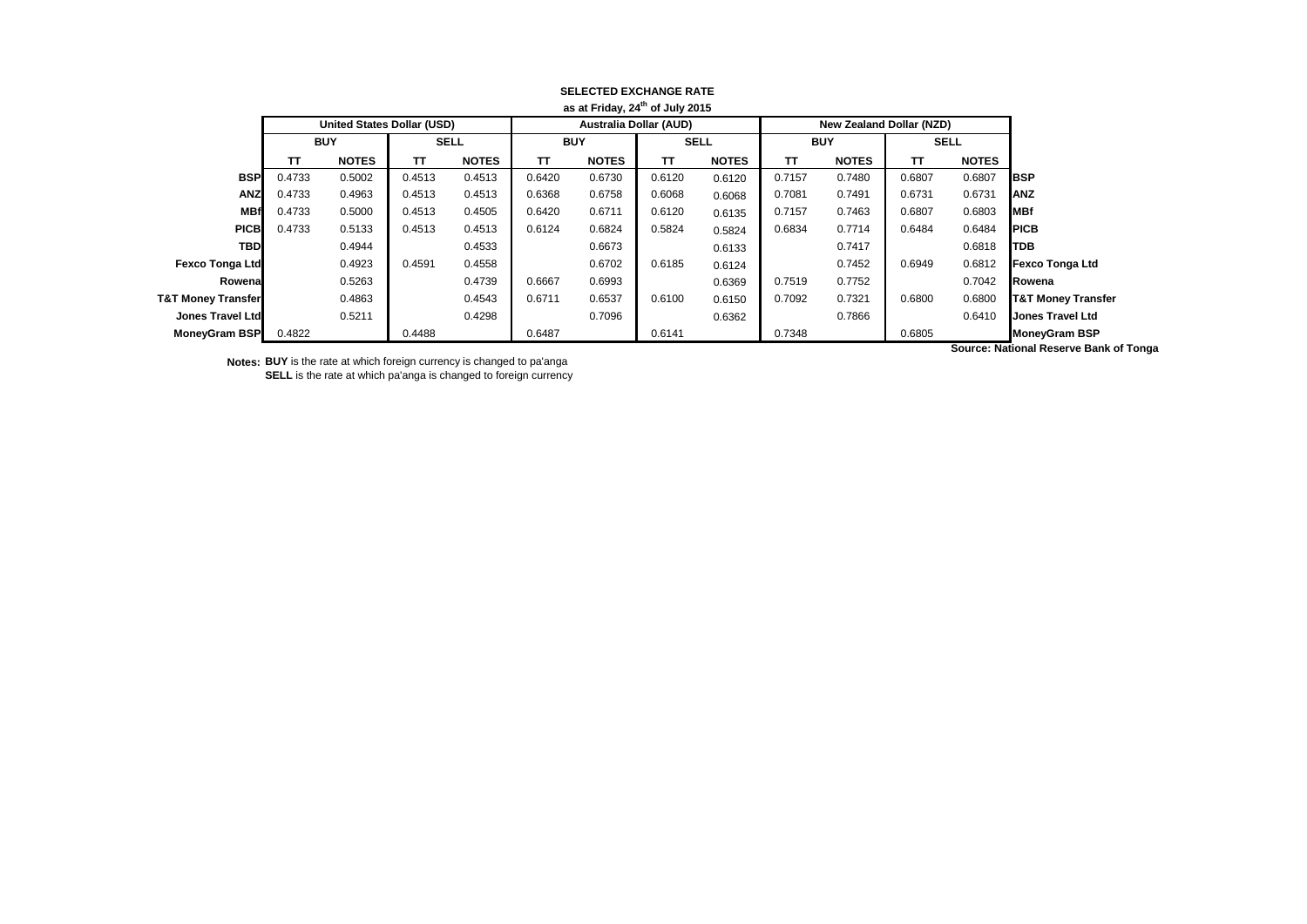**SELECTED EXCHANGE RATE**

**as at Friday, 24th of July 2015**

| | United States Dollar (USD) | | | | Australia Dollar (AUD) | | | | New Zealand Dollar (NZD) | | | | |
|---|---|---|---|---|---|---|---|---|---|---|---|---|---|
| | BUY | | SELL | | BUY | | SELL | | BUY | | SELL | | |
| | TT | NOTES | TT | NOTES | TT | NOTES | TT | NOTES | TT | NOTES | TT | NOTES | |
| **BSP** | 0.4733 | 0.5002 | 0.4513 | 0.4513 | 0.6420 | 0.6730 | 0.6120 | 0.6120 | 0.7157 | 0.7480 | 0.6807 | 0.6807 | **BSP** |
| **ANZ** | 0.4733 | 0.4963 | 0.4513 | 0.4513 | 0.6368 | 0.6758 | 0.6068 | 0.6068 | 0.7081 | 0.7491 | 0.6731 | 0.6731 | **ANZ** |
| **MBf** | 0.4733 | 0.5000 | 0.4513 | 0.4505 | 0.6420 | 0.6711 | 0.6120 | 0.6135 | 0.7157 | 0.7463 | 0.6807 | 0.6803 | **MBf** |
| **PICB** | 0.4733 | 0.5133 | 0.4513 | 0.4513 | 0.6124 | 0.6824 | 0.5824 | 0.5824 | 0.6834 | 0.7714 | 0.6484 | 0.6484 | **PICB** |
| **TBD** | | 0.4944 | | 0.4533 | | 0.6673 | | 0.6133 | | 0.7417 | | 0.6818 | **TDB** |
| **Fexco Tonga Ltd** | | 0.4923 | 0.4591 | 0.4558 | | 0.6702 | 0.6185 | 0.6124 | | 0.7452 | 0.6949 | 0.6812 | **Fexco Tonga Ltd** |
| **Rowena** | | 0.5263 | | 0.4739 | 0.6667 | 0.6993 | | 0.6369 | 0.7519 | 0.7752 | | 0.7042 | **Rowena** |
| **T&T Money Transfer** | | 0.4863 | | 0.4543 | 0.6711 | 0.6537 | 0.6100 | 0.6150 | 0.7092 | 0.7321 | 0.6800 | 0.6800 | **T&T Money Transfer** |
| **Jones Travel Ltd** | | 0.5211 | | 0.4298 | | 0.7096 | | 0.6362 | | 0.7866 | | 0.6410 | **Jones Travel Ltd** |
| **MoneyGram BSP** | 0.4822 | | 0.4488 | | 0.6487 | | 0.6141 | | 0.7348 | | 0.6805 | | **MoneyGram BSP** |

**Source: National Reserve Bank of Tonga**

**Notes:** **BUY** is the rate at which foreign currency is changed to pa'anga

**SELL** is the rate at which pa'anga is changed to foreign currency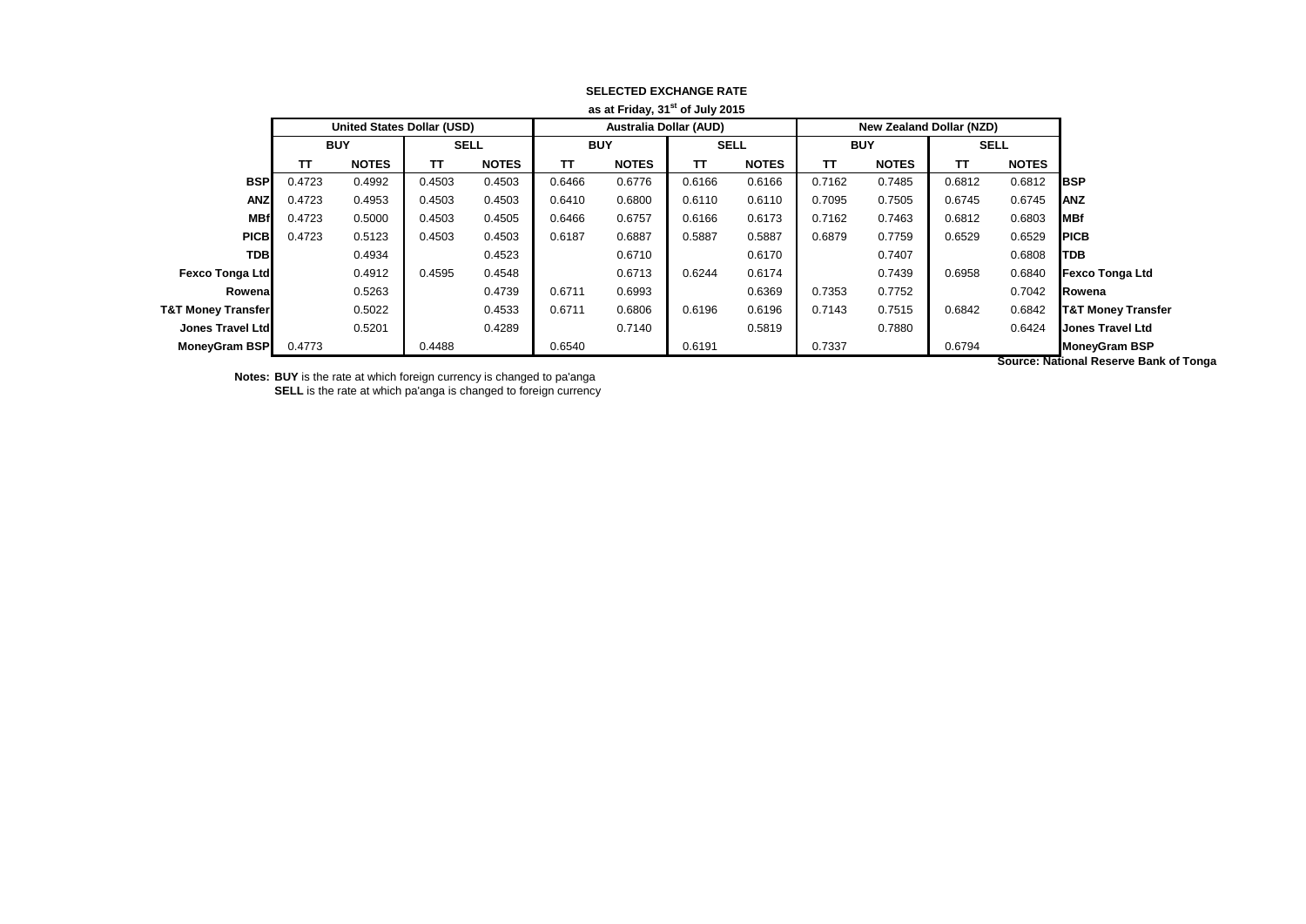**SELECTED EXCHANGE RATE**

**as at Friday, 31st of July 2015**

| | United States Dollar (USD) | | | | Australia Dollar (AUD) | | | | New Zealand Dollar (NZD) | | | | |
|---|---|---|---|---|---|---|---|---|---|---|---|---|---|
| | BUY | | SELL | | BUY | | SELL | | BUY | | SELL | | |
| | TT | NOTES | TT | NOTES | TT | NOTES | TT | NOTES | TT | NOTES | TT | NOTES | |
| **BSP** | 0.4723 | 0.4992 | 0.4503 | 0.4503 | 0.6466 | 0.6776 | 0.6166 | 0.6166 | 0.7162 | 0.7485 | 0.6812 | 0.6812 | **BSP** |
| **ANZ** | 0.4723 | 0.4953 | 0.4503 | 0.4503 | 0.6410 | 0.6800 | 0.6110 | 0.6110 | 0.7095 | 0.7505 | 0.6745 | 0.6745 | **ANZ** |
| **MBf** | 0.4723 | 0.5000 | 0.4503 | 0.4505 | 0.6466 | 0.6757 | 0.6166 | 0.6173 | 0.7162 | 0.7463 | 0.6812 | 0.6803 | **MBf** |
| **PICB** | 0.4723 | 0.5123 | 0.4503 | 0.4503 | 0.6187 | 0.6887 | 0.5887 | 0.5887 | 0.6879 | 0.7759 | 0.6529 | 0.6529 | **PICB** |
| **TDB** | | 0.4934 | | 0.4523 | | 0.6710 | | 0.6170 | | 0.7407 | | 0.6808 | **TDB** |
| **Fexco Tonga Ltd** | | 0.4912 | 0.4595 | 0.4548 | | 0.6713 | 0.6244 | 0.6174 | | 0.7439 | 0.6958 | 0.6840 | **Fexco Tonga Ltd** |
| **Rowena** | | 0.5263 | | 0.4739 | 0.6711 | 0.6993 | | 0.6369 | 0.7353 | 0.7752 | | 0.7042 | **Rowena** |
| **T&T Money Transfer** | | 0.5022 | | 0.4533 | 0.6711 | 0.6806 | 0.6196 | 0.6196 | 0.7143 | 0.7515 | 0.6842 | 0.6842 | **T&T Money Transfer** |
| **Jones Travel Ltd** | | 0.5201 | | 0.4289 | | 0.7140 | | 0.5819 | | 0.7880 | | 0.6424 | **Jones Travel Ltd** |
| **MoneyGram BSP** | 0.4773 | | 0.4488 | | 0.6540 | | 0.6191 | | 0.7337 | | 0.6794 | | **MoneyGram BSP** |

**Source: National Reserve Bank of Tonga**

**Notes:** **BUY** is the rate at which foreign currency is changed to pa'anga
**SELL** is the rate at which pa'anga is changed to foreign currency